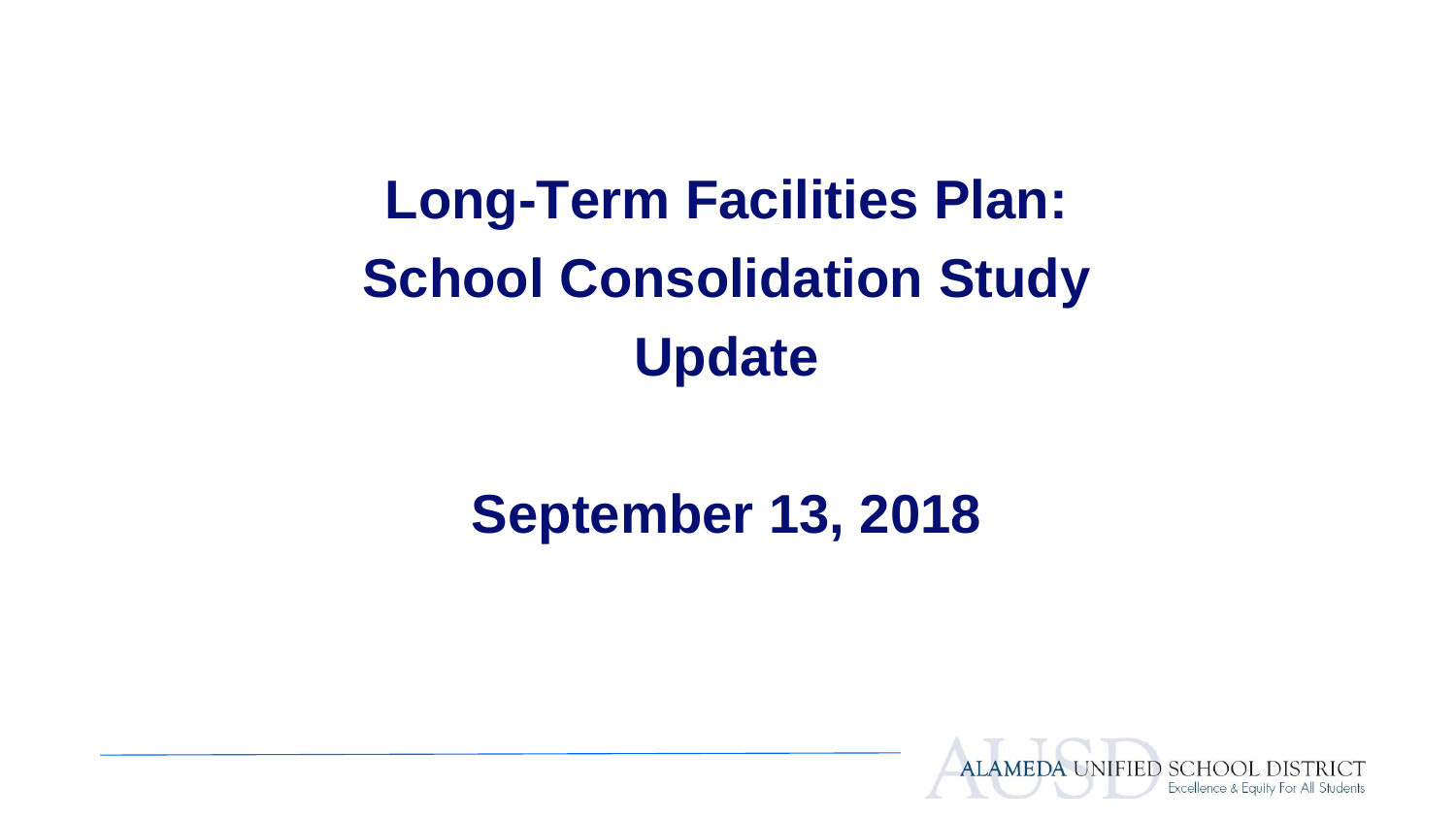# Long-Term Facilities Plan: School Consolidation Study Update

## September 13, 2018

ALAMEDA UNIFIED SCHOOL DISTRICT
Excellence & Equity For All Students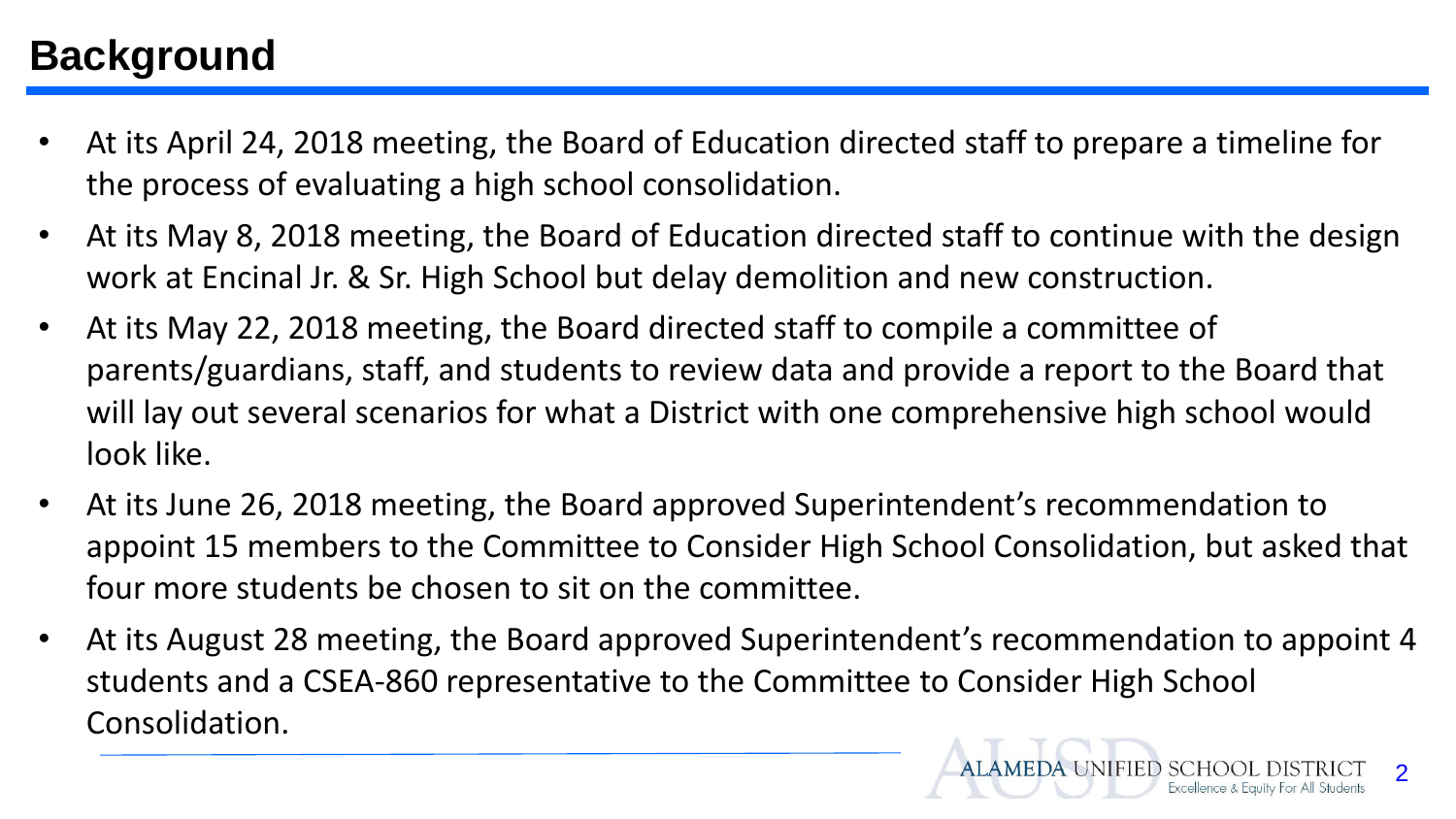# Background

- At its April 24, 2018 meeting, the Board of Education directed staff to prepare a timeline for the process of evaluating a high school consolidation.
- At its May 8, 2018 meeting, the Board of Education directed staff to continue with the design work at Encinal Jr. & Sr. High School but delay demolition and new construction.
- At its May 22, 2018 meeting, the Board directed staff to compile a committee of parents/guardians, staff, and students to review data and provide a report to the Board that will lay out several scenarios for what a District with one comprehensive high school would look like.
- At its June 26, 2018 meeting, the Board approved Superintendent's recommendation to appoint 15 members to the Committee to Consider High School Consolidation, but asked that four more students be chosen to sit on the committee.
- At its August 28 meeting, the Board approved Superintendent's recommendation to appoint 4 students and a CSEA-860 representative to the Committee to Consider High School Consolidation.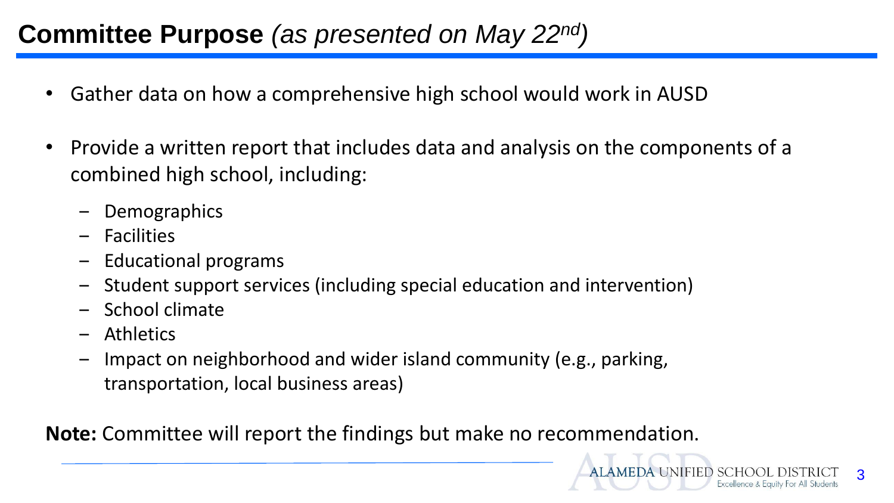# **Committee Purpose** *(as presented on May 22nd)*

- Gather data on how a comprehensive high school would work in AUSD
- Provide a written report that includes data and analysis on the components of a combined high school, including:
  - Demographics
  - Facilities
  - Educational programs
  - Student support services (including special education and intervention)
  - School climate
  - Athletics
  - Impact on neighborhood and wider island community (e.g., parking, transportation, local business areas)

**Note:** Committee will report the findings but make no recommendation.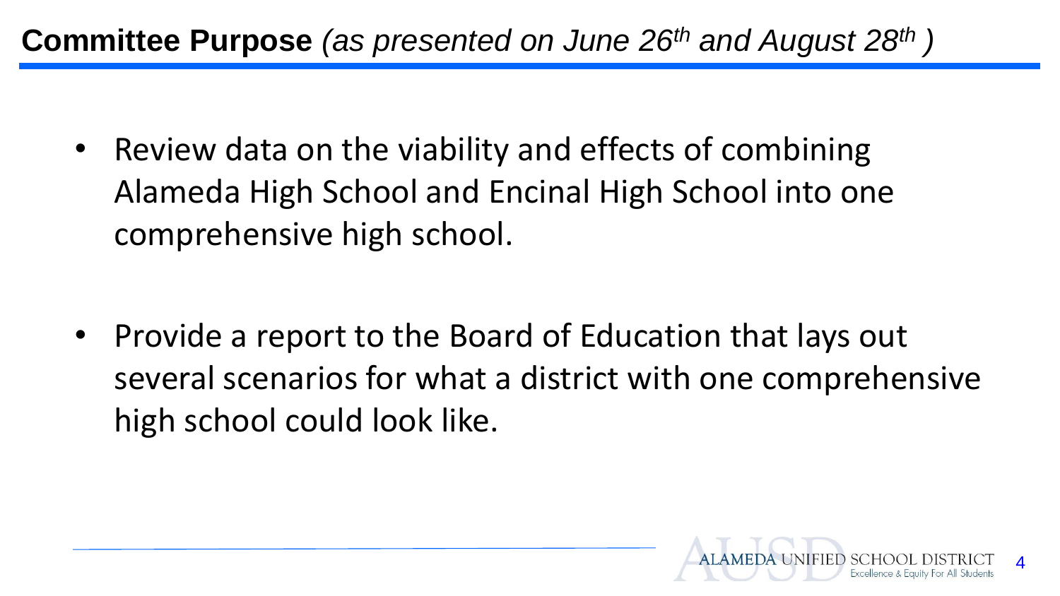## **Committee Purpose** *(as presented on June 26th and August 28th )*

- Review data on the viability and effects of combining Alameda High School and Encinal High School into one comprehensive high school.
- Provide a report to the Board of Education that lays out several scenarios for what a district with one comprehensive high school could look like.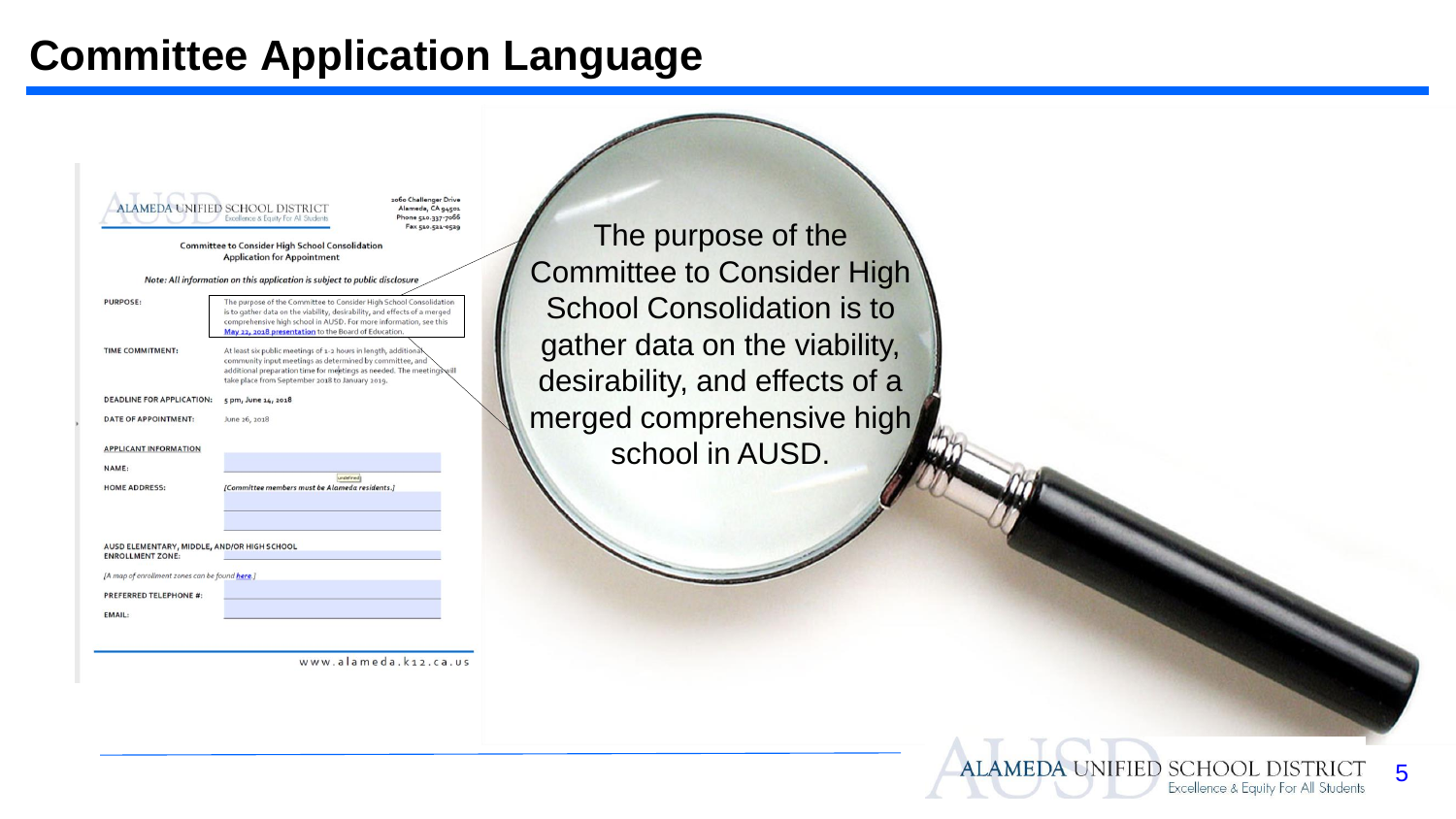# Committee Application Language

ALAMEDA UNIFIED SCHOOL DISTRICT
Excellence & Equity For All Students

2060 Challenger Drive
Alameda, CA 94501
Phone 510.337-7066
Fax 510.522-0529

**Committee to Consider High School Consolidation**
**Application for Appointment**

*Note: All information on this application is subject to public disclosure*

| | |
|---|---|
| **PURPOSE:** | The purpose of the Committee to Consider High School Consolidation is to gather data on the viability, desirability, and effects of a merged comprehensive high school in AUSD. For more information, see this May 22, 2018 presentation to the Board of Education. |
| **TIME COMMITMENT:** | At least six public meetings of 1-2 hours in length, additional community input meetings as determined by committee, and additional preparation time for meetings as needed. The meetings will take place from September 2018 to January 2019. |
| **DEADLINE FOR APPLICATION:** | 5 pm, June 14, 2018 |
| **DATE OF APPOINTMENT:** | June 26, 2018 |

**APPLICANT INFORMATION**

**NAME:**

**HOME ADDRESS:** *[Committee members must be Alameda residents.]*

**AUSD ELEMENTARY, MIDDLE, AND/OR HIGH SCHOOL ENROLLMENT ZONE:**

*[A map of enrollment zones can be found here.]*

**PREFERRED TELEPHONE #:**

**EMAIL:**

www.alameda.k12.ca.us

The purpose of the Committee to Consider High School Consolidation is to gather data on the viability, desirability, and effects of a merged comprehensive high school in AUSD.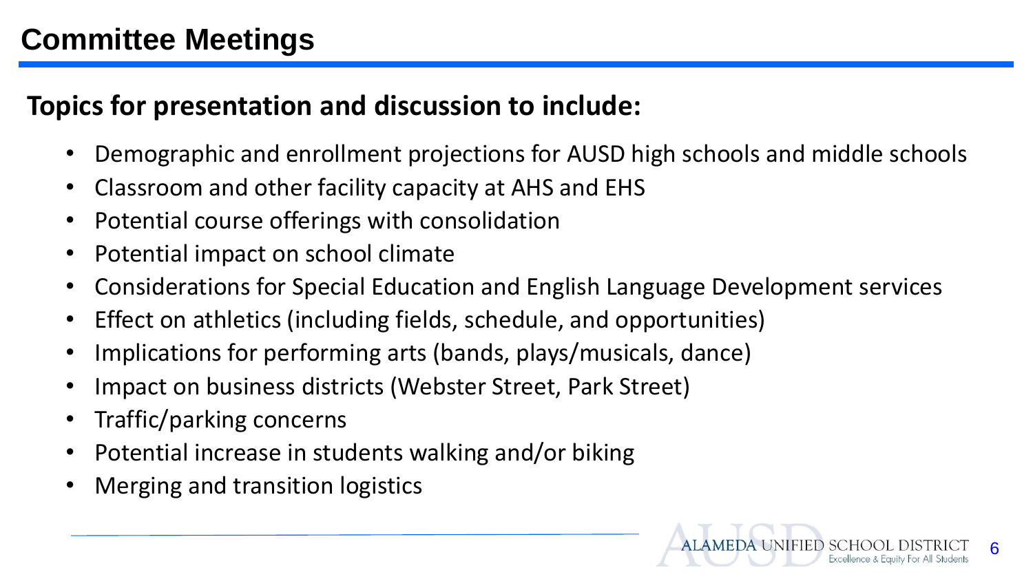# Committee Meetings

**Topics for presentation and discussion to include:**

- Demographic and enrollment projections for AUSD high schools and middle schools
- Classroom and other facility capacity at AHS and EHS
- Potential course offerings with consolidation
- Potential impact on school climate
- Considerations for Special Education and English Language Development services
- Effect on athletics (including fields, schedule, and opportunities)
- Implications for performing arts (bands, plays/musicals, dance)
- Impact on business districts (Webster Street, Park Street)
- Traffic/parking concerns
- Potential increase in students walking and/or biking
- Merging and transition logistics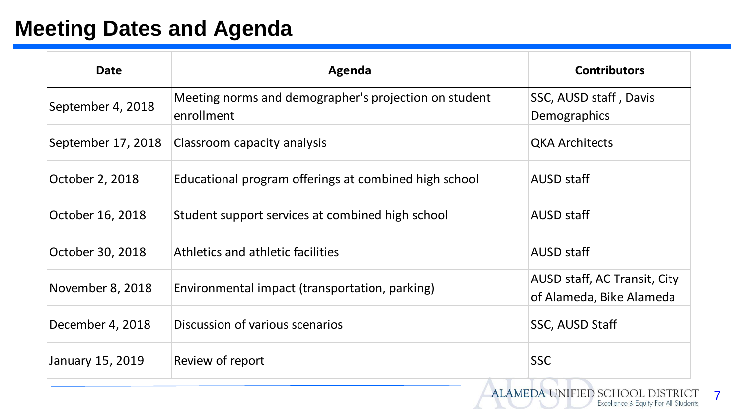# Meeting Dates and Agenda

| Date | Agenda | Contributors |
|---|---|---|
| September 4, 2018 | Meeting norms and demographer's projection on student enrollment | SSC, AUSD staff , Davis Demographics |
| September 17, 2018 | Classroom capacity analysis | QKA Architects |
| October 2, 2018 | Educational program offerings at combined high school | AUSD staff |
| October 16, 2018 | Student support services at combined high school | AUSD staff |
| October 30, 2018 | Athletics and athletic facilities | AUSD staff |
| November 8, 2018 | Environmental impact (transportation, parking) | AUSD staff, AC Transit, City of Alameda, Bike Alameda |
| December 4, 2018 | Discussion of various scenarios | SSC, AUSD Staff |
| January 15, 2019 | Review of report | SSC |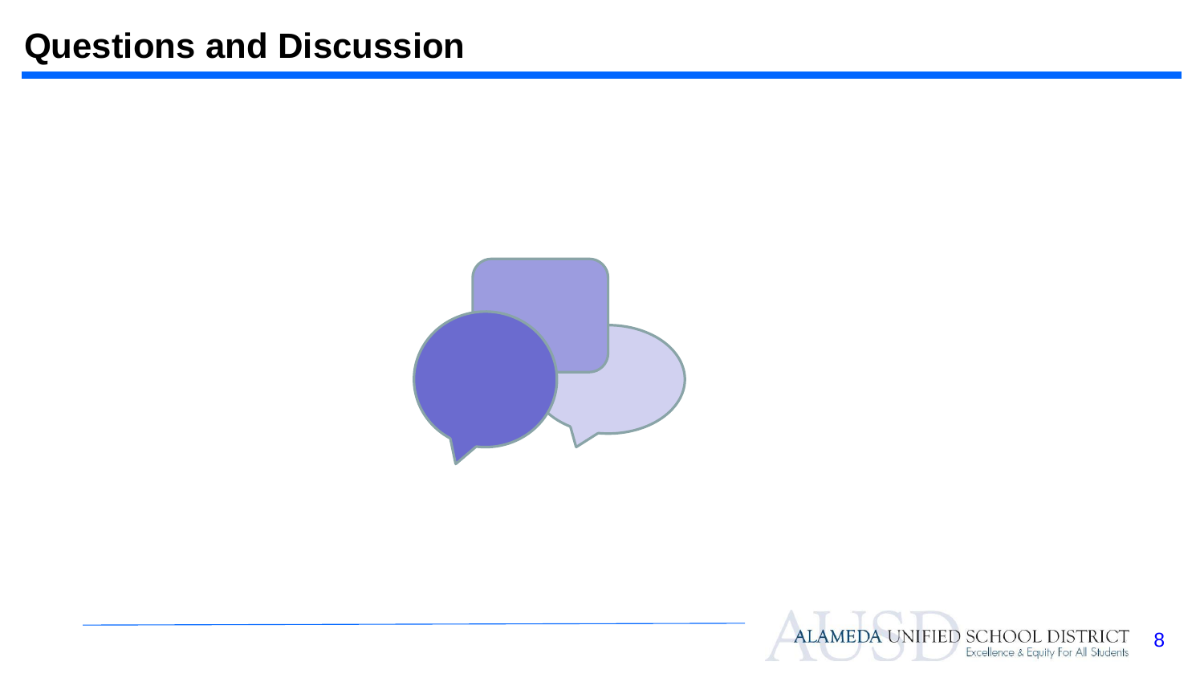# Questions and Discussion